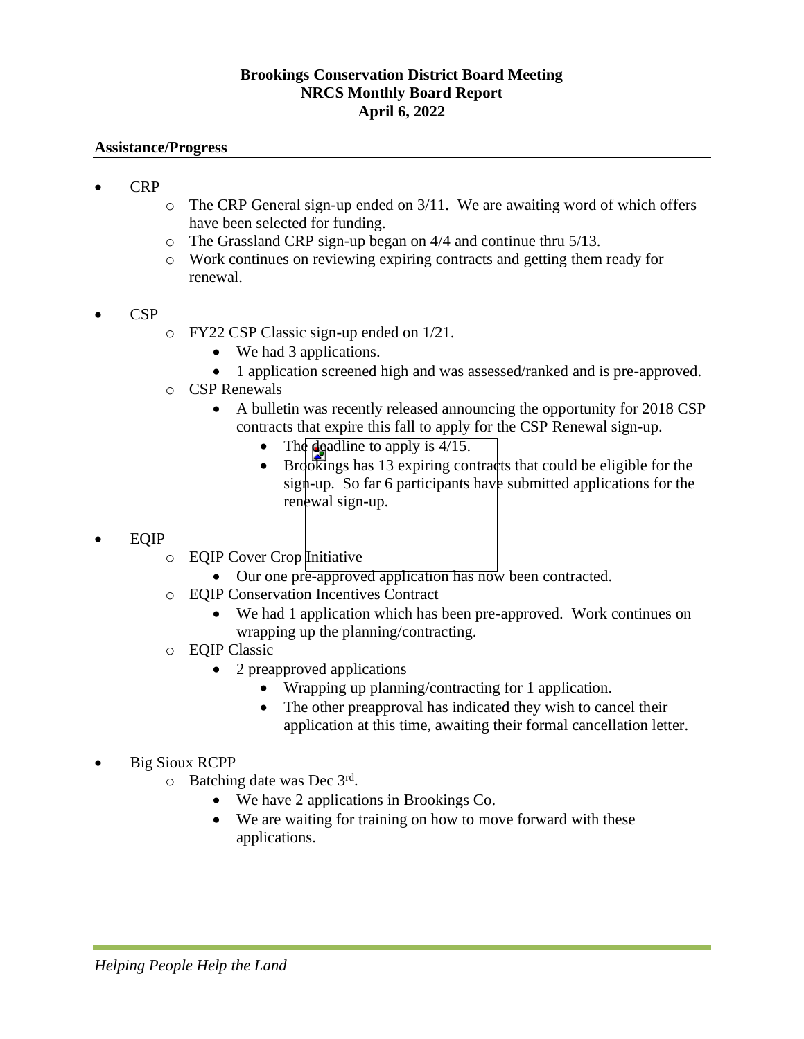# Brookings Conservation District Board Meeting
# NRCS Monthly Board Report
# April 6, 2022

**Assistance/Progress**

- CRP
  - The CRP General sign-up ended on 3/11. We are awaiting word of which offers have been selected for funding.
  - The Grassland CRP sign-up began on 4/4 and continue thru 5/13.
  - Work continues on reviewing expiring contracts and getting them ready for renewal.

- CSP
  - FY22 CSP Classic sign-up ended on 1/21.
    - We had 3 applications.
    - 1 application screened high and was assessed/ranked and is pre-approved.
  - CSP Renewals
    - A bulletin was recently released announcing the opportunity for 2018 CSP contracts that expire this fall to apply for the CSP Renewal sign-up.
      - The deadline to apply is 4/15.
      - Brookings has 13 expiring contracts that could be eligible for the sign-up. So far 6 participants have submitted applications for the renewal sign-up.

- EQIP
  - EQIP Cover Crop Initiative
    - Our one pre-approved application has now been contracted.
  - EQIP Conservation Incentives Contract
    - We had 1 application which has been pre-approved. Work continues on wrapping up the planning/contracting.
  - EQIP Classic
    - 2 preapproved applications
      - Wrapping up planning/contracting for 1 application.
      - The other preapproval has indicated they wish to cancel their application at this time, awaiting their formal cancellation letter.

- Big Sioux RCPP
  - Batching date was Dec 3rd.
    - We have 2 applications in Brookings Co.
    - We are waiting for training on how to move forward with these applications.

*Helping People Help the Land*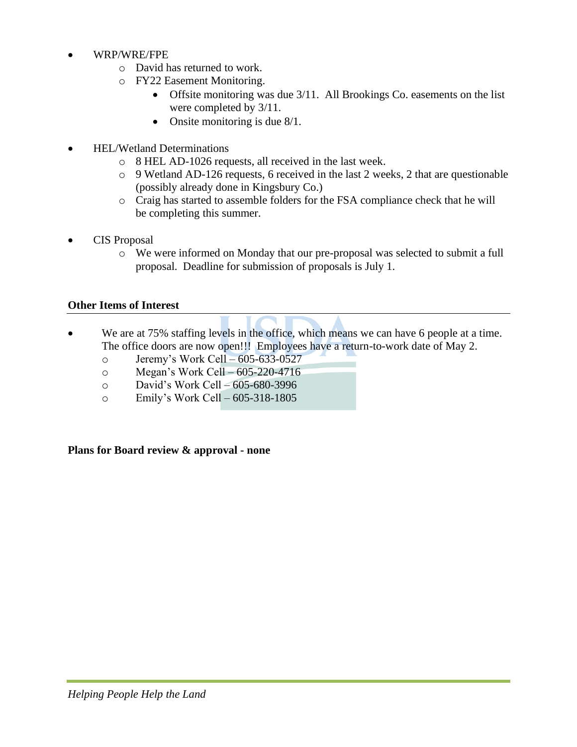- WRP/WRE/FPE
  - David has returned to work.
  - FY22 Easement Monitoring.
    - Offsite monitoring was due 3/11. All Brookings Co. easements on the list were completed by 3/11.
    - Onsite monitoring is due 8/1.

- HEL/Wetland Determinations
  - 8 HEL AD-1026 requests, all received in the last week.
  - 9 Wetland AD-126 requests, 6 received in the last 2 weeks, 2 that are questionable (possibly already done in Kingsbury Co.)
  - Craig has started to assemble folders for the FSA compliance check that he will be completing this summer.

- CIS Proposal
  - We were informed on Monday that our pre-proposal was selected to submit a full proposal. Deadline for submission of proposals is July 1.

**Other Items of Interest**

- We are at 75% staffing levels in the office, which means we can have 6 people at a time. The office doors are now open!!! Employees have a return-to-work date of May 2.
  - Jeremy's Work Cell – 605-633-0527
  - Megan's Work Cell – 605-220-4716
  - David's Work Cell – 605-680-3996
  - Emily's Work Cell – 605-318-1805

**Plans for Board review & approval - none**

*Helping People Help the Land*